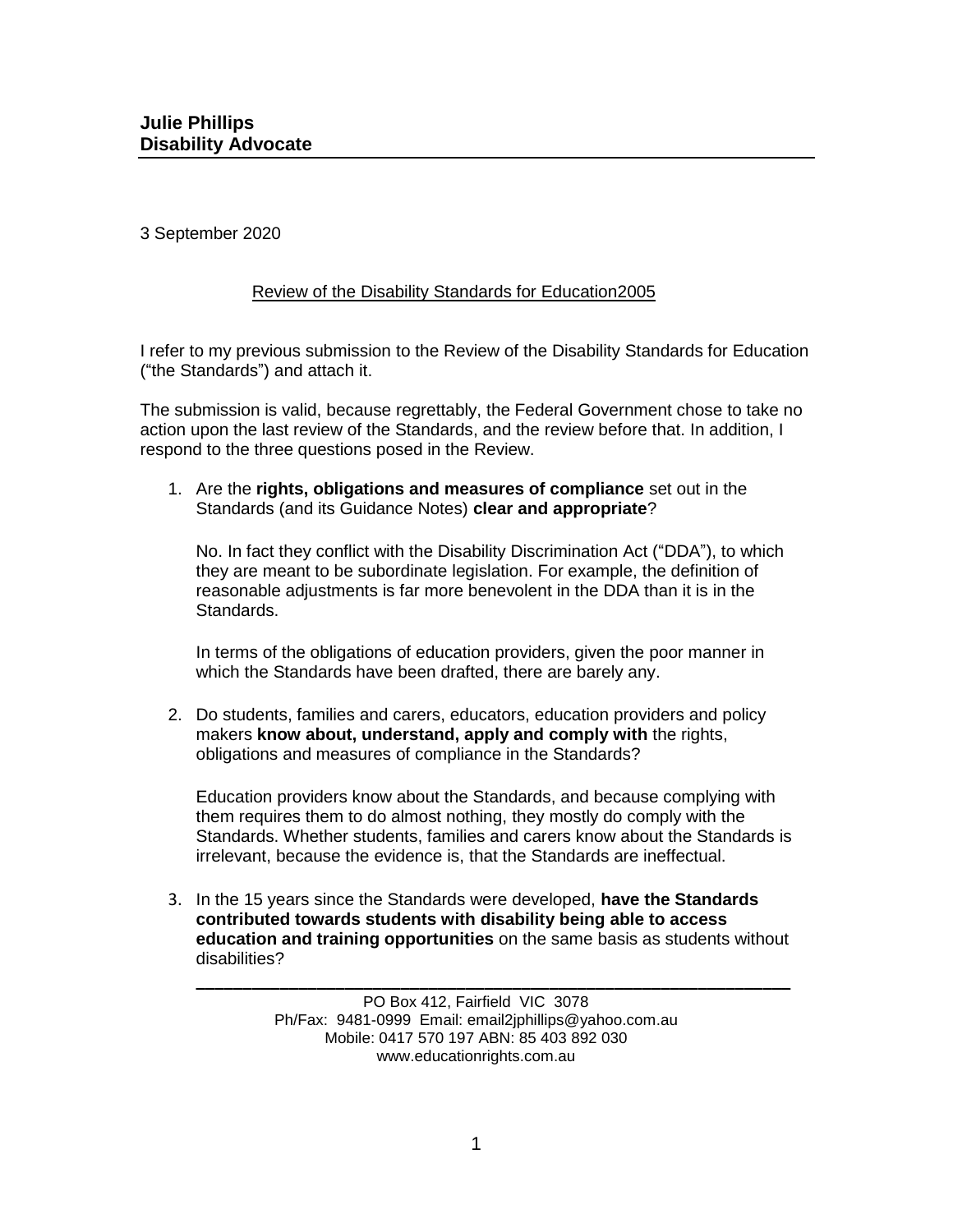**Julie Phillips**
**Disability Advocate**

3 September 2020

Review of the Disability Standards for Education2005

I refer to my previous submission to the Review of the Disability Standards for Education ("the Standards") and attach it.

The submission is valid, because regrettably, the Federal Government chose to take no action upon the last review of the Standards, and the review before that. In addition, I respond to the three questions posed in the Review.

1. Are the **rights, obligations and measures of compliance** set out in the Standards (and its Guidance Notes) **clear and appropriate**?

   No. In fact they conflict with the Disability Discrimination Act ("DDA"), to which they are meant to be subordinate legislation. For example, the definition of reasonable adjustments is far more benevolent in the DDA than it is in the Standards.

   In terms of the obligations of education providers, given the poor manner in which the Standards have been drafted, there are barely any.

2. Do students, families and carers, educators, education providers and policy makers **know about, understand, apply and comply with** the rights, obligations and measures of compliance in the Standards?

   Education providers know about the Standards, and because complying with them requires them to do almost nothing, they mostly do comply with the Standards. Whether students, families and carers know about the Standards is irrelevant, because the evidence is, that the Standards are ineffectual.

3. In the 15 years since the Standards were developed, **have the Standards contributed towards students with disability being able to access education and training opportunities** on the same basis as students without disabilities?

PO Box 412, Fairfield VIC 3078
Ph/Fax: 9481-0999 Email: email2jphillips@yahoo.com.au
Mobile: 0417 570 197 ABN: 85 403 892 030
www.educationrights.com.au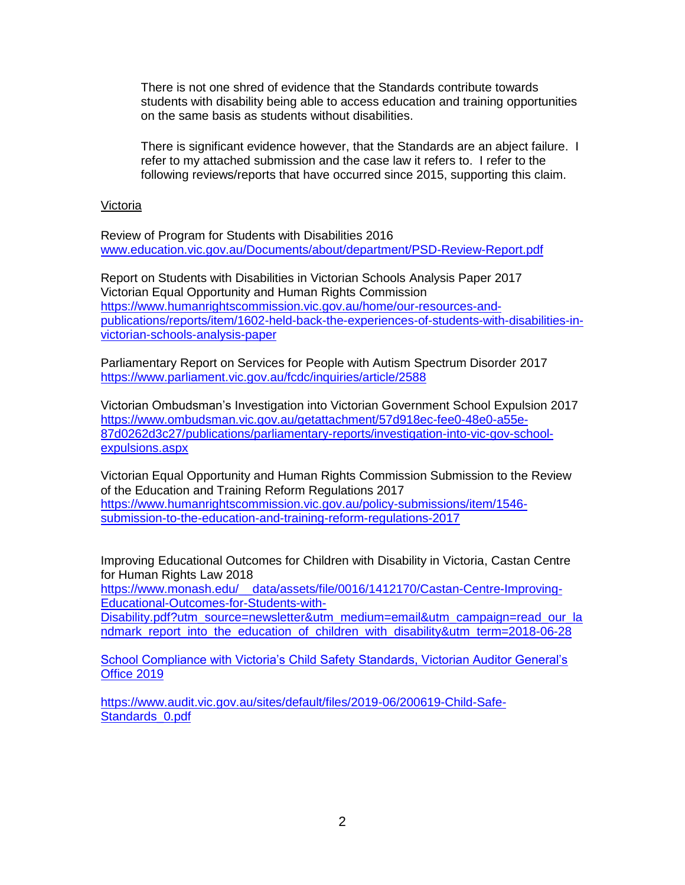There is not one shred of evidence that the Standards contribute towards students with disability being able to access education and training opportunities on the same basis as students without disabilities.

There is significant evidence however, that the Standards are an abject failure. I refer to my attached submission and the case law it refers to. I refer to the following reviews/reports that have occurred since 2015, supporting this claim.

Victoria

Review of Program for Students with Disabilities 2016
www.education.vic.gov.au/Documents/about/department/PSD-Review-Report.pdf

Report on Students with Disabilities in Victorian Schools Analysis Paper 2017
Victorian Equal Opportunity and Human Rights Commission
https://www.humanrightscommission.vic.gov.au/home/our-resources-and-publications/reports/item/1602-held-back-the-experiences-of-students-with-disabilities-in-victorian-schools-analysis-paper

Parliamentary Report on Services for People with Autism Spectrum Disorder 2017
https://www.parliament.vic.gov.au/fcdc/inquiries/article/2588

Victorian Ombudsman's Investigation into Victorian Government School Expulsion 2017
https://www.ombudsman.vic.gov.au/getattachment/57d918ec-fee0-48e0-a55e-87d0262d3c27/publications/parliamentary-reports/investigation-into-vic-gov-school-expulsions.aspx

Victorian Equal Opportunity and Human Rights Commission Submission to the Review of the Education and Training Reform Regulations 2017
https://www.humanrightscommission.vic.gov.au/policy-submissions/item/1546-submission-to-the-education-and-training-reform-regulations-2017

Improving Educational Outcomes for Children with Disability in Victoria, Castan Centre for Human Rights Law 2018
https://www.monash.edu/__data/assets/file/0016/1412170/Castan-Centre-Improving-Educational-Outcomes-for-Students-with-Disability.pdf?utm_source=newsletter&utm_medium=email&utm_campaign=read_our_landmark_report_into_the_education_of_children_with_disability&utm_term=2018-06-28

School Compliance with Victoria's Child Safety Standards, Victorian Auditor General's Office 2019

https://www.audit.vic.gov.au/sites/default/files/2019-06/200619-Child-Safe-Standards_0.pdf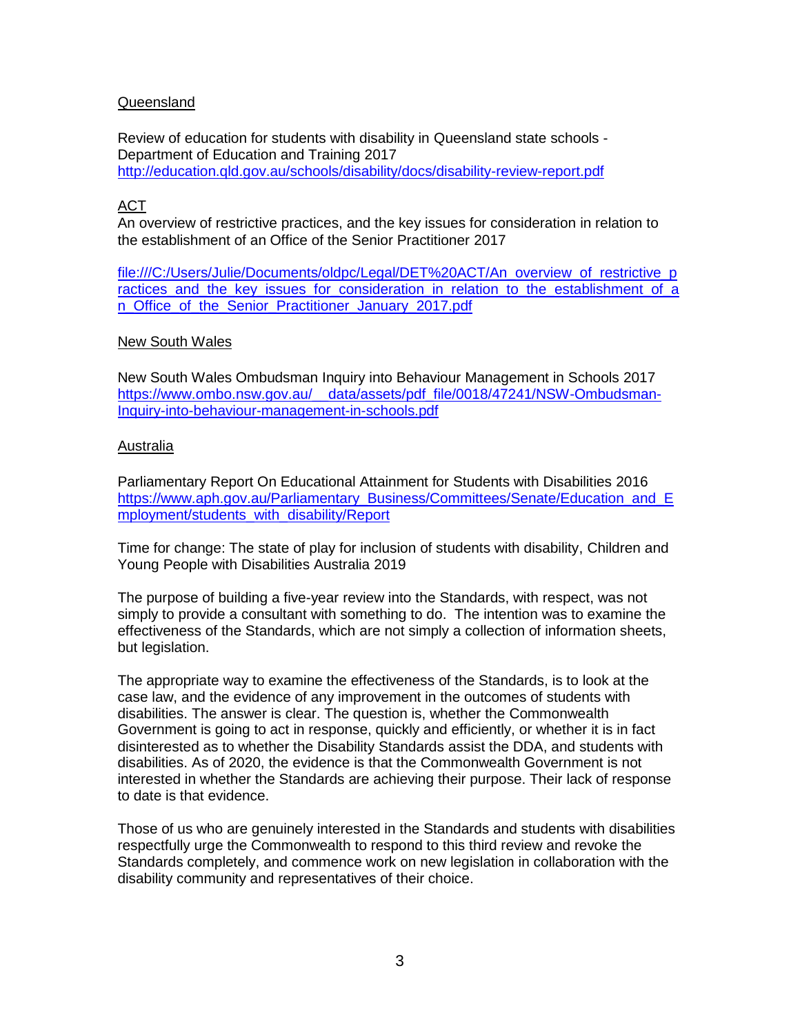Queensland

Review of education for students with disability in Queensland state schools - Department of Education and Training 2017
http://education.qld.gov.au/schools/disability/docs/disability-review-report.pdf

ACT

An overview of restrictive practices, and the key issues for consideration in relation to the establishment of an Office of the Senior Practitioner 2017

file:///C:/Users/Julie/Documents/oldpc/Legal/DET%20ACT/An_overview_of_restrictive_practices_and_the_key_issues_for_consideration_in_relation_to_the_establishment_of_an_Office_of_the_Senior_Practitioner_January_2017.pdf

New South Wales

New South Wales Ombudsman Inquiry into Behaviour Management in Schools 2017
https://www.ombo.nsw.gov.au/__data/assets/pdf_file/0018/47241/NSW-Ombudsman-Inquiry-into-behaviour-management-in-schools.pdf

Australia

Parliamentary Report On Educational Attainment for Students with Disabilities 2016
https://www.aph.gov.au/Parliamentary_Business/Committees/Senate/Education_and_Employment/students_with_disability/Report

Time for change: The state of play for inclusion of students with disability, Children and Young People with Disabilities Australia 2019

The purpose of building a five-year review into the Standards, with respect, was not simply to provide a consultant with something to do. The intention was to examine the effectiveness of the Standards, which are not simply a collection of information sheets, but legislation.

The appropriate way to examine the effectiveness of the Standards, is to look at the case law, and the evidence of any improvement in the outcomes of students with disabilities. The answer is clear. The question is, whether the Commonwealth Government is going to act in response, quickly and efficiently, or whether it is in fact disinterested as to whether the Disability Standards assist the DDA, and students with disabilities. As of 2020, the evidence is that the Commonwealth Government is not interested in whether the Standards are achieving their purpose. Their lack of response to date is that evidence.

Those of us who are genuinely interested in the Standards and students with disabilities respectfully urge the Commonwealth to respond to this third review and revoke the Standards completely, and commence work on new legislation in collaboration with the disability community and representatives of their choice.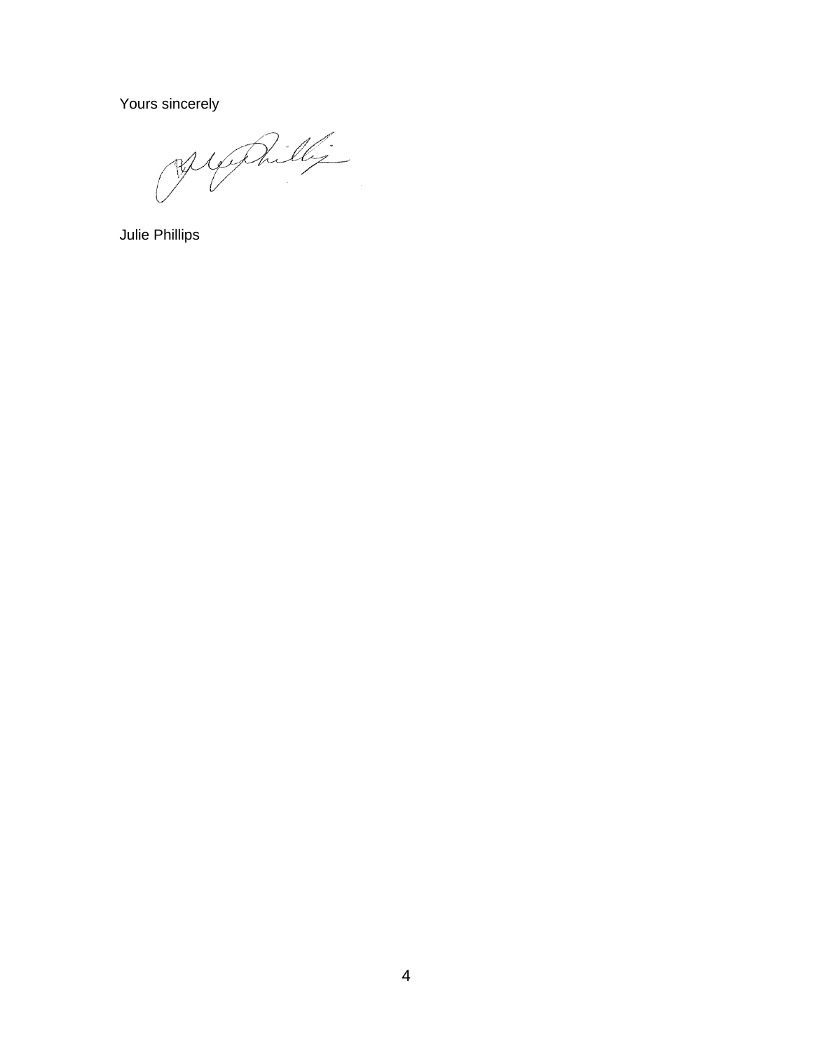Yours sincerely

Julie Phillips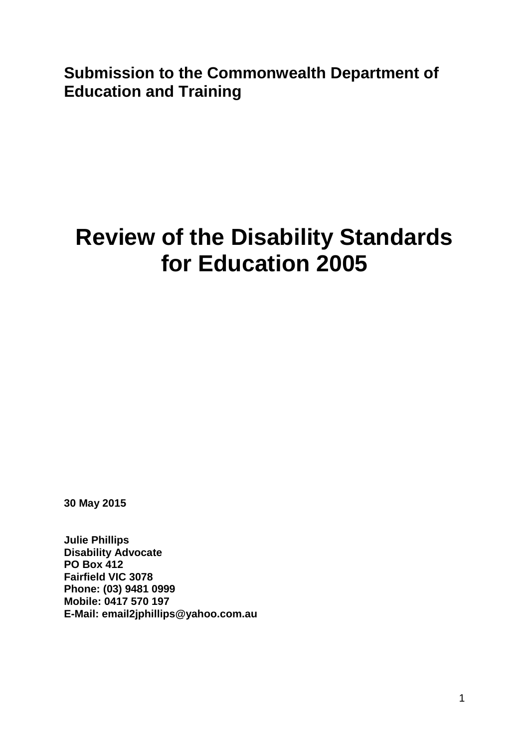**Submission to the Commonwealth Department of Education and Training**

# Review of the Disability Standards for Education 2005

**30 May 2015**

**Julie Phillips**
**Disability Advocate**
**PO Box 412**
**Fairfield VIC 3078**
**Phone: (03) 9481 0999**
**Mobile: 0417 570 197**
**E-Mail: email2jphillips@yahoo.com.au**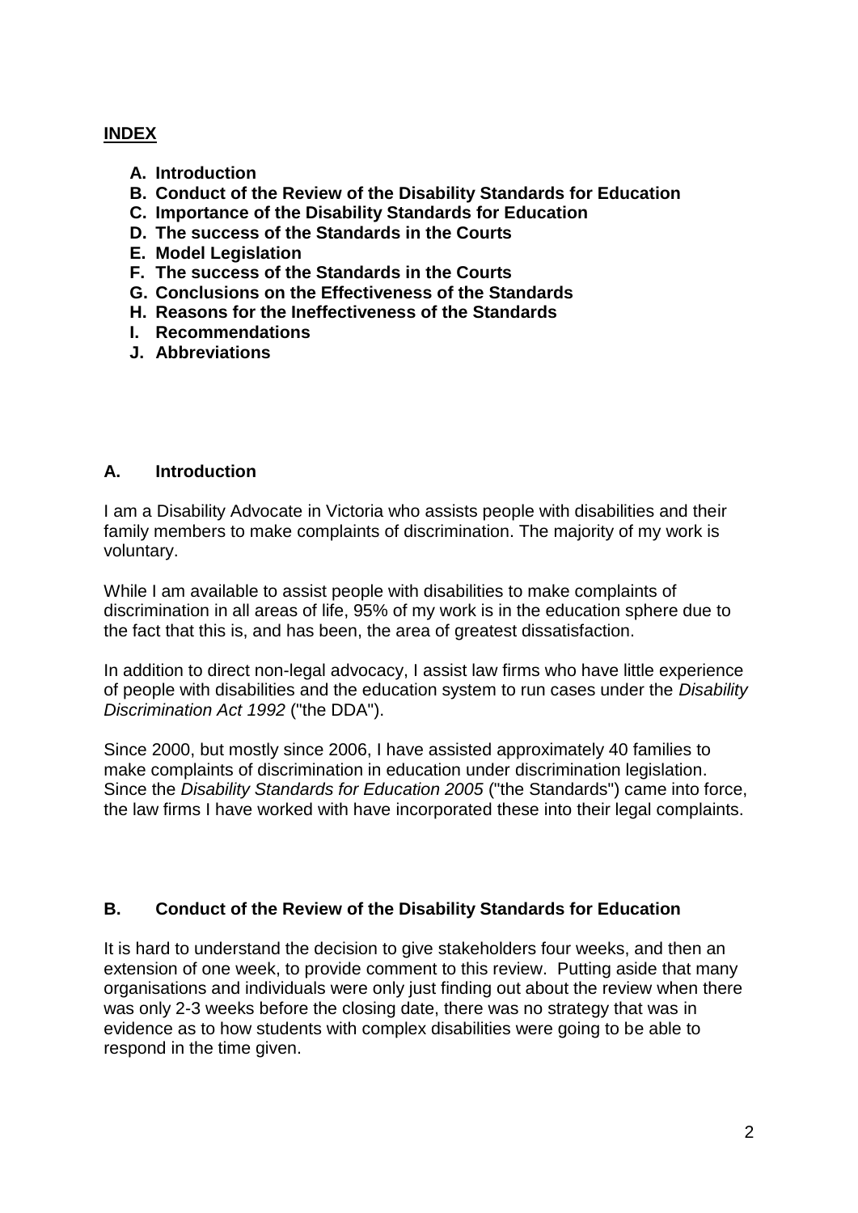## INDEX

- **A. Introduction**
- **B. Conduct of the Review of the Disability Standards for Education**
- **C. Importance of the Disability Standards for Education**
- **D. The success of the Standards in the Courts**
- **E. Model Legislation**
- **F. The success of the Standards in the Courts**
- **G. Conclusions on the Effectiveness of the Standards**
- **H. Reasons for the Ineffectiveness of the Standards**
- **I. Recommendations**
- **J. Abbreviations**

## A. Introduction

I am a Disability Advocate in Victoria who assists people with disabilities and their family members to make complaints of discrimination. The majority of my work is voluntary.

While I am available to assist people with disabilities to make complaints of discrimination in all areas of life, 95% of my work is in the education sphere due to the fact that this is, and has been, the area of greatest dissatisfaction.

In addition to direct non-legal advocacy, I assist law firms who have little experience of people with disabilities and the education system to run cases under the *Disability Discrimination Act 1992* ("the DDA").

Since 2000, but mostly since 2006, I have assisted approximately 40 families to make complaints of discrimination in education under discrimination legislation. Since the *Disability Standards for Education 2005* ("the Standards") came into force, the law firms I have worked with have incorporated these into their legal complaints.

## B. Conduct of the Review of the Disability Standards for Education

It is hard to understand the decision to give stakeholders four weeks, and then an extension of one week, to provide comment to this review. Putting aside that many organisations and individuals were only just finding out about the review when there was only 2-3 weeks before the closing date, there was no strategy that was in evidence as to how students with complex disabilities were going to be able to respond in the time given.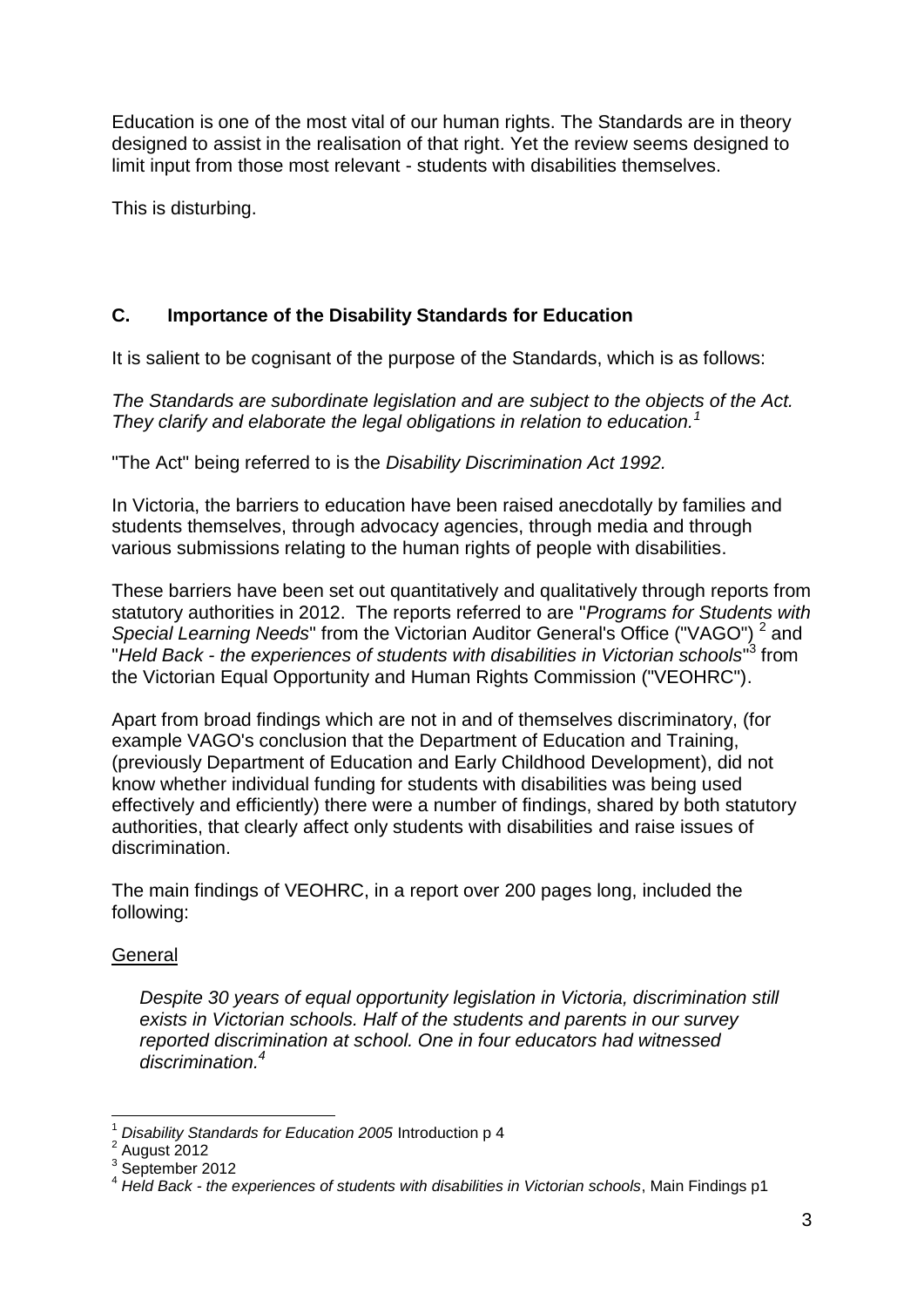Education is one of the most vital of our human rights. The Standards are in theory designed to assist in the realisation of that right. Yet the review seems designed to limit input from those most relevant - students with disabilities themselves.

This is disturbing.

## C. Importance of the Disability Standards for Education

It is salient to be cognisant of the purpose of the Standards, which is as follows:

*The Standards are subordinate legislation and are subject to the objects of the Act. They clarify and elaborate the legal obligations in relation to education.*[1]

"The Act" being referred to is the *Disability Discrimination Act 1992*.

In Victoria, the barriers to education have been raised anecdotally by families and students themselves, through advocacy agencies, through media and through various submissions relating to the human rights of people with disabilities.

These barriers have been set out quantitatively and qualitatively through reports from statutory authorities in 2012. The reports referred to are "*Programs for Students with Special Learning Needs*" from the Victorian Auditor General's Office ("VAGO") [2] and "*Held Back - the experiences of students with disabilities in Victorian schools*"[3] from the Victorian Equal Opportunity and Human Rights Commission ("VEOHRC").

Apart from broad findings which are not in and of themselves discriminatory, (for example VAGO's conclusion that the Department of Education and Training, (previously Department of Education and Early Childhood Development), did not know whether individual funding for students with disabilities was being used effectively and efficiently) there were a number of findings, shared by both statutory authorities, that clearly affect only students with disabilities and raise issues of discrimination.

The main findings of VEOHRC, in a report over 200 pages long, included the following:

<u>General</u>

> *Despite 30 years of equal opportunity legislation in Victoria, discrimination still exists in Victorian schools. Half of the students and parents in our survey reported discrimination at school. One in four educators had witnessed discrimination.*[4]

---

[1] *Disability Standards for Education 2005* Introduction p 4

[2] August 2012

[3] September 2012

[4] *Held Back - the experiences of students with disabilities in Victorian schools*, Main Findings p1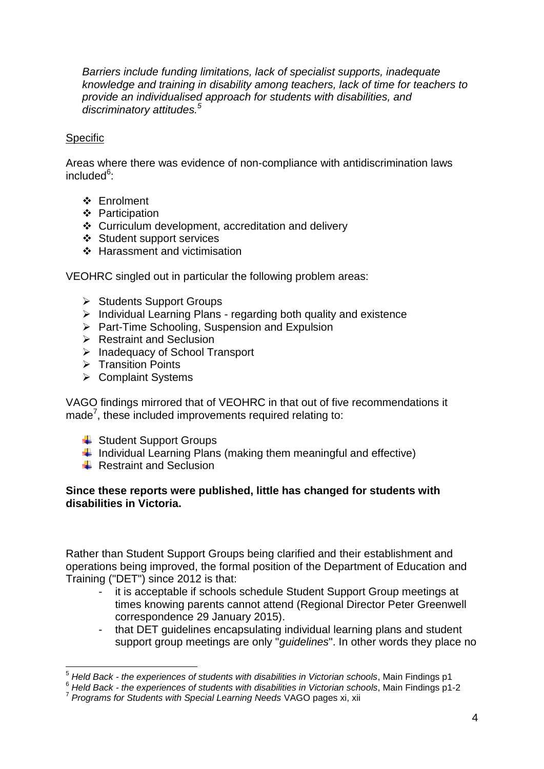*Barriers include funding limitations, lack of specialist supports, inadequate knowledge and training in disability among teachers, lack of time for teachers to provide an individualised approach for students with disabilities, and discriminatory attitudes.*[5]

Specific

Areas where there was evidence of non-compliance with antidiscrimination laws included[6]:

- Enrolment
- Participation
- Curriculum development, accreditation and delivery
- Student support services
- Harassment and victimisation

VEOHRC singled out in particular the following problem areas:

- Students Support Groups
- Individual Learning Plans - regarding both quality and existence
- Part-Time Schooling, Suspension and Expulsion
- Restraint and Seclusion
- Inadequacy of School Transport
- Transition Points
- Complaint Systems

VAGO findings mirrored that of VEOHRC in that out of five recommendations it made[7], these included improvements required relating to:

- Student Support Groups
- Individual Learning Plans (making them meaningful and effective)
- Restraint and Seclusion

**Since these reports were published, little has changed for students with disabilities in Victoria.**

Rather than Student Support Groups being clarified and their establishment and operations being improved, the formal position of the Department of Education and Training ("DET") since 2012 is that:

- it is acceptable if schools schedule Student Support Group meetings at times knowing parents cannot attend (Regional Director Peter Greenwell correspondence 29 January 2015).
- that DET guidelines encapsulating individual learning plans and student support group meetings are only "*guidelines*". In other words they place no

---

[5] *Held Back - the experiences of students with disabilities in Victorian schools*, Main Findings p1

[6] *Held Back - the experiences of students with disabilities in Victorian schools*, Main Findings p1-2

[7] *Programs for Students with Special Learning Needs* VAGO pages xi, xii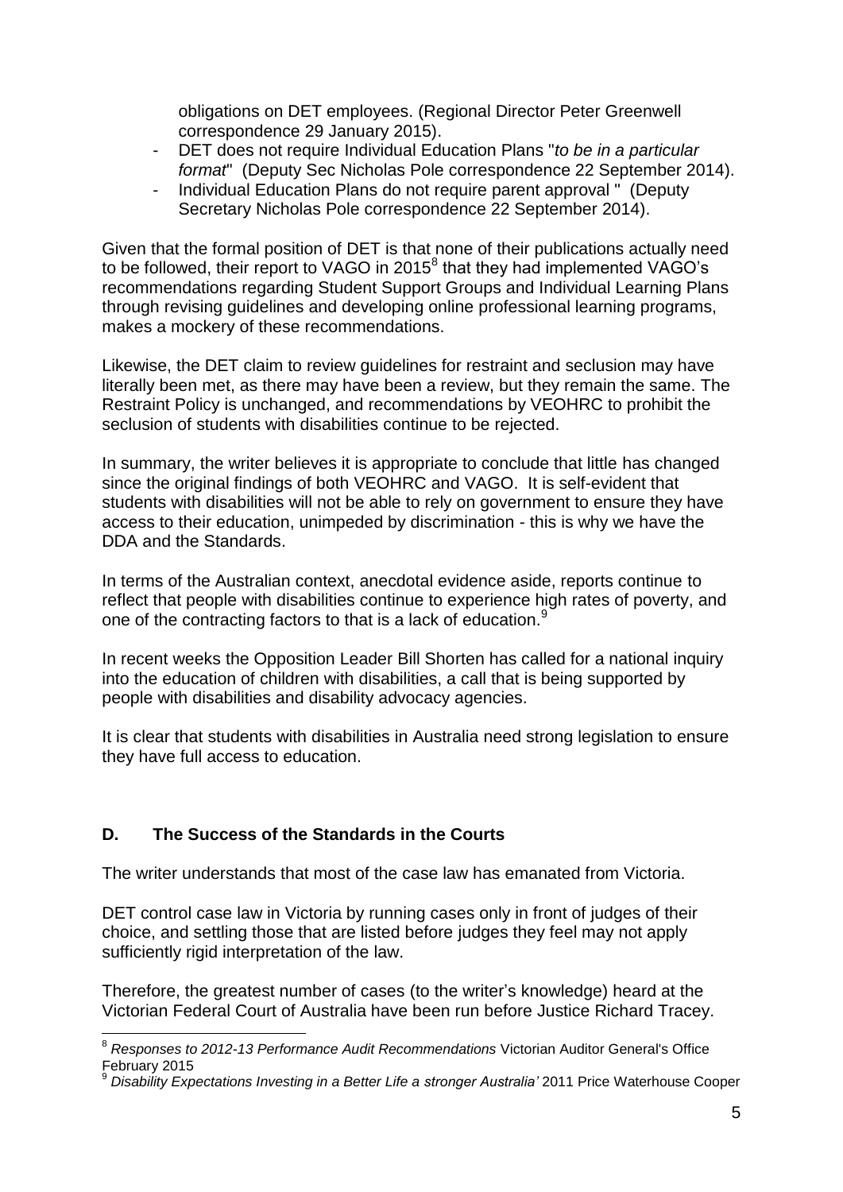obligations on DET employees. (Regional Director Peter Greenwell correspondence 29 January 2015).

- DET does not require Individual Education Plans "*to be in a particular format*" (Deputy Sec Nicholas Pole correspondence 22 September 2014).
- Individual Education Plans do not require parent approval " (Deputy Secretary Nicholas Pole correspondence 22 September 2014).

Given that the formal position of DET is that none of their publications actually need to be followed, their report to VAGO in 2015[8] that they had implemented VAGO's recommendations regarding Student Support Groups and Individual Learning Plans through revising guidelines and developing online professional learning programs, makes a mockery of these recommendations.

Likewise, the DET claim to review guidelines for restraint and seclusion may have literally been met, as there may have been a review, but they remain the same. The Restraint Policy is unchanged, and recommendations by VEOHRC to prohibit the seclusion of students with disabilities continue to be rejected.

In summary, the writer believes it is appropriate to conclude that little has changed since the original findings of both VEOHRC and VAGO. It is self-evident that students with disabilities will not be able to rely on government to ensure they have access to their education, unimpeded by discrimination - this is why we have the DDA and the Standards.

In terms of the Australian context, anecdotal evidence aside, reports continue to reflect that people with disabilities continue to experience high rates of poverty, and one of the contracting factors to that is a lack of education.[9]

In recent weeks the Opposition Leader Bill Shorten has called for a national inquiry into the education of children with disabilities, a call that is being supported by people with disabilities and disability advocacy agencies.

It is clear that students with disabilities in Australia need strong legislation to ensure they have full access to education.

## D. The Success of the Standards in the Courts

The writer understands that most of the case law has emanated from Victoria.

DET control case law in Victoria by running cases only in front of judges of their choice, and settling those that are listed before judges they feel may not apply sufficiently rigid interpretation of the law.

Therefore, the greatest number of cases (to the writer's knowledge) heard at the Victorian Federal Court of Australia have been run before Justice Richard Tracey.

---

[8] *Responses to 2012-13 Performance Audit Recommendations* Victorian Auditor General's Office February 2015

[9] *Disability Expectations Investing in a Better Life a stronger Australia'* 2011 Price Waterhouse Cooper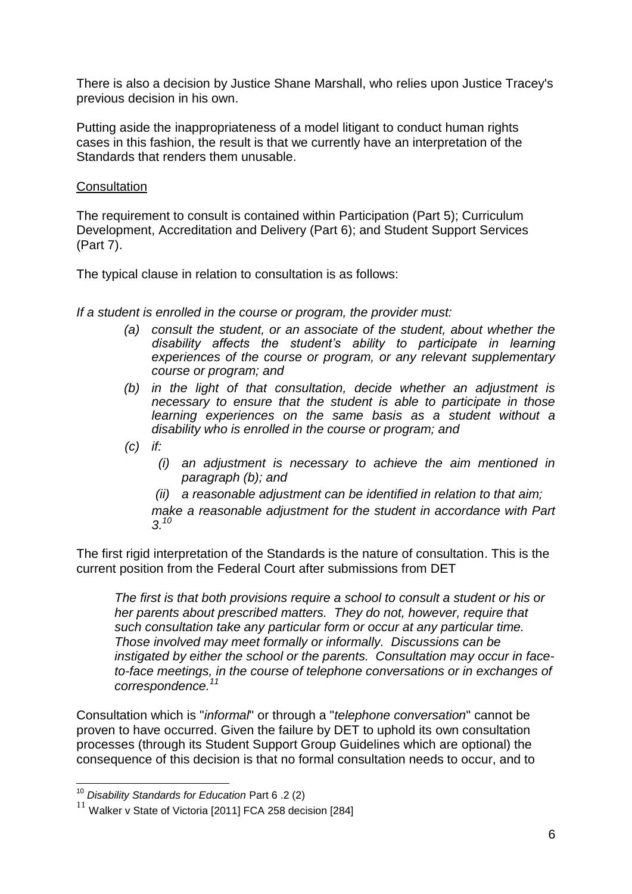There is also a decision by Justice Shane Marshall, who relies upon Justice Tracey's previous decision in his own.

Putting aside the inappropriateness of a model litigant to conduct human rights cases in this fashion, the result is that we currently have an interpretation of the Standards that renders them unusable.

Consultation

The requirement to consult is contained within Participation (Part 5); Curriculum Development, Accreditation and Delivery (Part 6); and Student Support Services (Part 7).

The typical clause in relation to consultation is as follows:

*If a student is enrolled in the course or program, the provider must:*

> *(a) consult the student, or an associate of the student, about whether the disability affects the student's ability to participate in learning experiences of the course or program, or any relevant supplementary course or program; and*
>
> *(b) in the light of that consultation, decide whether an adjustment is necessary to ensure that the student is able to participate in those learning experiences on the same basis as a student without a disability who is enrolled in the course or program; and*
>
> *(c) if:*
>
> > *(i) an adjustment is necessary to achieve the aim mentioned in paragraph (b); and*
> >
> > *(ii) a reasonable adjustment can be identified in relation to that aim;*
>
> *make a reasonable adjustment for the student in accordance with Part 3.*[10]

The first rigid interpretation of the Standards is the nature of consultation. This is the current position from the Federal Court after submissions from DET

> *The first is that both provisions require a school to consult a student or his or her parents about prescribed matters. They do not, however, require that such consultation take any particular form or occur at any particular time. Those involved may meet formally or informally. Discussions can be instigated by either the school or the parents. Consultation may occur in face-to-face meetings, in the course of telephone conversations or in exchanges of correspondence.*[11]

Consultation which is "*informal*" or through a "*telephone conversation*" cannot be proven to have occurred. Given the failure by DET to uphold its own consultation processes (through its Student Support Group Guidelines which are optional) the consequence of this decision is that no formal consultation needs to occur, and to

---

[10] *Disability Standards for Education* Part 6 .2 (2)

[11] Walker v State of Victoria [2011] FCA 258 decision [284]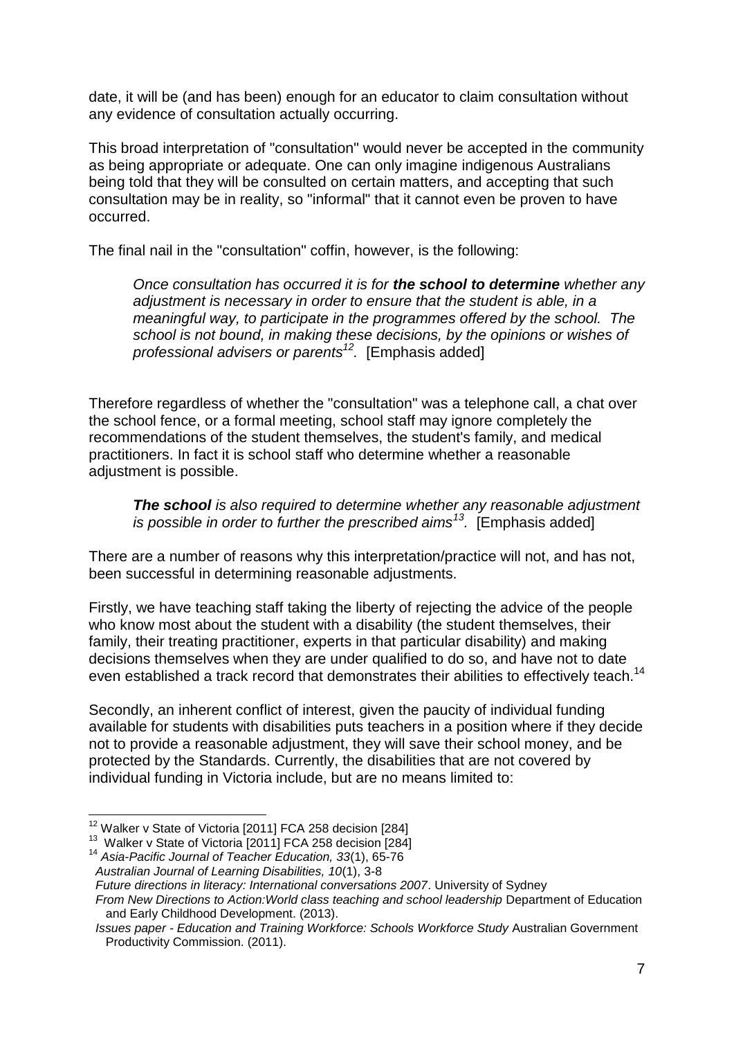date, it will be (and has been) enough for an educator to claim consultation without any evidence of consultation actually occurring.

This broad interpretation of "consultation" would never be accepted in the community as being appropriate or adequate. One can only imagine indigenous Australians being told that they will be consulted on certain matters, and accepting that such consultation may be in reality, so "informal" that it cannot even be proven to have occurred.

The final nail in the "consultation" coffin, however, is the following:

> *Once consultation has occurred it is for **the school to determine** whether any adjustment is necessary in order to ensure that the student is able, in a meaningful way, to participate in the programmes offered by the school. The school is not bound, in making these decisions, by the opinions or wishes of professional advisers or parents[12].* [Emphasis added]

Therefore regardless of whether the "consultation" was a telephone call, a chat over the school fence, or a formal meeting, school staff may ignore completely the recommendations of the student themselves, the student's family, and medical practitioners. In fact it is school staff who determine whether a reasonable adjustment is possible.

> ***The school** is also required to determine whether any reasonable adjustment is possible in order to further the prescribed aims[13].* [Emphasis added]

There are a number of reasons why this interpretation/practice will not, and has not, been successful in determining reasonable adjustments.

Firstly, we have teaching staff taking the liberty of rejecting the advice of the people who know most about the student with a disability (the student themselves, their family, their treating practitioner, experts in that particular disability) and making decisions themselves when they are under qualified to do so, and have not to date even established a track record that demonstrates their abilities to effectively teach.[14]

Secondly, an inherent conflict of interest, given the paucity of individual funding available for students with disabilities puts teachers in a position where if they decide not to provide a reasonable adjustment, they will save their school money, and be protected by the Standards. Currently, the disabilities that are not covered by individual funding in Victoria include, but are no means limited to:

---

[12] Walker v State of Victoria [2011] FCA 258 decision [284]

[13] Walker v State of Victoria [2011] FCA 258 decision [284]

[14] *Asia-Pacific Journal of Teacher Education, 33*(1), 65-76
*Australian Journal of Learning Disabilities, 10*(1), 3-8
*Future directions in literacy: International conversations 2007*. University of Sydney
*From New Directions to Action:World class teaching and school leadership* Department of Education and Early Childhood Development. (2013).
*Issues paper - Education and Training Workforce: Schools Workforce Study* Australian Government Productivity Commission. (2011).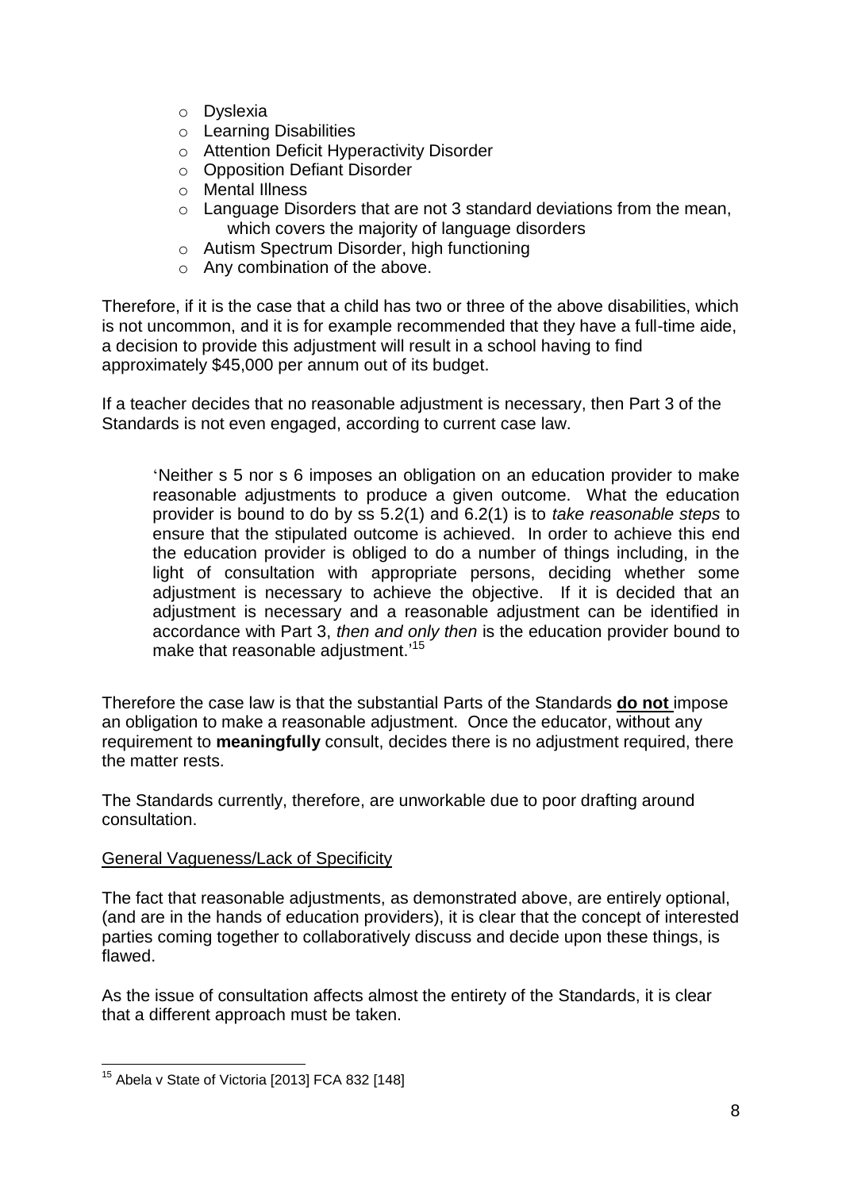- Dyslexia
- Learning Disabilities
- Attention Deficit Hyperactivity Disorder
- Opposition Defiant Disorder
- Mental Illness
- Language Disorders that are not 3 standard deviations from the mean, which covers the majority of language disorders
- Autism Spectrum Disorder, high functioning
- Any combination of the above.

Therefore, if it is the case that a child has two or three of the above disabilities, which is not uncommon, and it is for example recommended that they have a full-time aide, a decision to provide this adjustment will result in a school having to find approximately $45,000 per annum out of its budget.

If a teacher decides that no reasonable adjustment is necessary, then Part 3 of the Standards is not even engaged, according to current case law.

> 'Neither s 5 nor s 6 imposes an obligation on an education provider to make reasonable adjustments to produce a given outcome. What the education provider is bound to do by ss 5.2(1) and 6.2(1) is to *take reasonable steps* to ensure that the stipulated outcome is achieved. In order to achieve this end the education provider is obliged to do a number of things including, in the light of consultation with appropriate persons, deciding whether some adjustment is necessary to achieve the objective. If it is decided that an adjustment is necessary and a reasonable adjustment can be identified in accordance with Part 3, *then and only then* is the education provider bound to make that reasonable adjustment.'[15]

Therefore the case law is that the substantial Parts of the Standards **do not** impose an obligation to make a reasonable adjustment. Once the educator, without any requirement to **meaningfully** consult, decides there is no adjustment required, there the matter rests.

The Standards currently, therefore, are unworkable due to poor drafting around consultation.

General Vagueness/Lack of Specificity

The fact that reasonable adjustments, as demonstrated above, are entirely optional, (and are in the hands of education providers), it is clear that the concept of interested parties coming together to collaboratively discuss and decide upon these things, is flawed.

As the issue of consultation affects almost the entirety of the Standards, it is clear that a different approach must be taken.

---

[15] Abela v State of Victoria [2013] FCA 832 [148]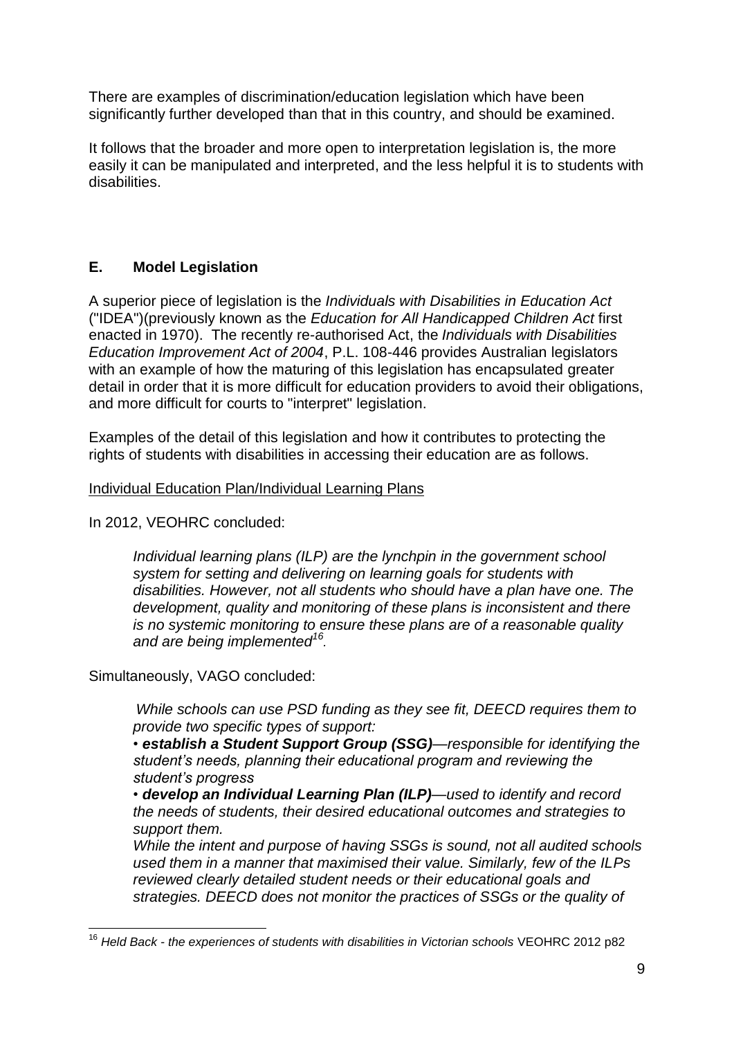There are examples of discrimination/education legislation which have been significantly further developed than that in this country, and should be examined.

It follows that the broader and more open to interpretation legislation is, the more easily it can be manipulated and interpreted, and the less helpful it is to students with disabilities.

## E. Model Legislation

A superior piece of legislation is the *Individuals with Disabilities in Education Act* ("IDEA")(previously known as the *Education for All Handicapped Children Act* first enacted in 1970). The recently re-authorised Act, the *Individuals with Disabilities Education Improvement Act of 2004*, P.L. 108-446 provides Australian legislators with an example of how the maturing of this legislation has encapsulated greater detail in order that it is more difficult for education providers to avoid their obligations, and more difficult for courts to "interpret" legislation.

Examples of the detail of this legislation and how it contributes to protecting the rights of students with disabilities in accessing their education are as follows.

Individual Education Plan/Individual Learning Plans

In 2012, VEOHRC concluded:

> *Individual learning plans (ILP) are the lynchpin in the government school system for setting and delivering on learning goals for students with disabilities. However, not all students who should have a plan have one. The development, quality and monitoring of these plans is inconsistent and there is no systemic monitoring to ensure these plans are of a reasonable quality and are being implemented*[16].

Simultaneously, VAGO concluded:

> *While schools can use PSD funding as they see fit, DEECD requires them to provide two specific types of support:*
>
> *• **establish a Student Support Group (SSG)**—responsible for identifying the student's needs, planning their educational program and reviewing the student's progress*
>
> *• **develop an Individual Learning Plan (ILP)**—used to identify and record the needs of students, their desired educational outcomes and strategies to support them.*
>
> *While the intent and purpose of having SSGs is sound, not all audited schools used them in a manner that maximised their value. Similarly, few of the ILPs reviewed clearly detailed student needs or their educational goals and strategies. DEECD does not monitor the practices of SSGs or the quality of*

---

[16] *Held Back - the experiences of students with disabilities in Victorian schools* VEOHRC 2012 p82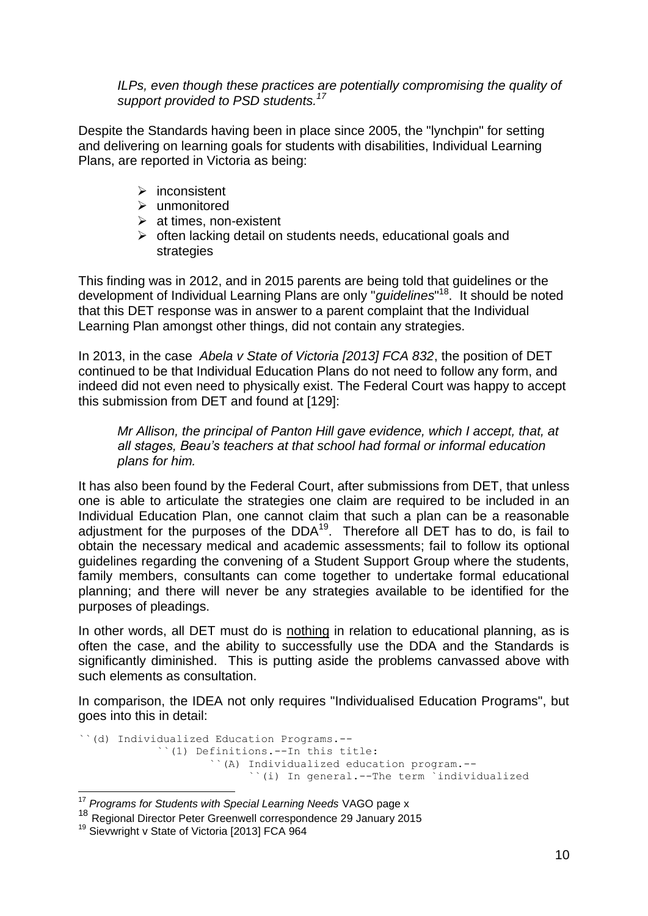*ILPs, even though these practices are potentially compromising the quality of support provided to PSD students.*[17]

Despite the Standards having been in place since 2005, the "lynchpin" for setting and delivering on learning goals for students with disabilities, Individual Learning Plans, are reported in Victoria as being:

- inconsistent
- unmonitored
- at times, non-existent
- often lacking detail on students needs, educational goals and strategies

This finding was in 2012, and in 2015 parents are being told that guidelines or the development of Individual Learning Plans are only "*guidelines*"[18]. It should be noted that this DET response was in answer to a parent complaint that the Individual Learning Plan amongst other things, did not contain any strategies.

In 2013, in the case *Abela v State of Victoria [2013] FCA 832*, the position of DET continued to be that Individual Education Plans do not need to follow any form, and indeed did not even need to physically exist. The Federal Court was happy to accept this submission from DET and found at [129]:

> *Mr Allison, the principal of Panton Hill gave evidence, which I accept, that, at all stages, Beau's teachers at that school had formal or informal education plans for him.*

It has also been found by the Federal Court, after submissions from DET, that unless one is able to articulate the strategies one claim are required to be included in an Individual Education Plan, one cannot claim that such a plan can be a reasonable adjustment for the purposes of the DDA[19]. Therefore all DET has to do, is fail to obtain the necessary medical and academic assessments; fail to follow its optional guidelines regarding the convening of a Student Support Group where the students, family members, consultants can come together to undertake formal educational planning; and there will never be any strategies available to be identified for the purposes of pleadings.

In other words, all DET must do is <u>nothing</u> in relation to educational planning, as is often the case, and the ability to successfully use the DDA and the Standards is significantly diminished. This is putting aside the problems canvassed above with such elements as consultation.

In comparison, the IDEA not only requires "Individualised Education Programs", but goes into this in detail:

```
``(d) Individualized Education Programs.--
            ``(1) Definitions.--In this title:
                    ``(A) Individualized education program.--
                            ``(i) In general.--The term `individualized
```

---

[17] *Programs for Students with Special Learning Needs* VAGO page x

[18] Regional Director Peter Greenwell correspondence 29 January 2015

[19] Sievwright v State of Victoria [2013] FCA 964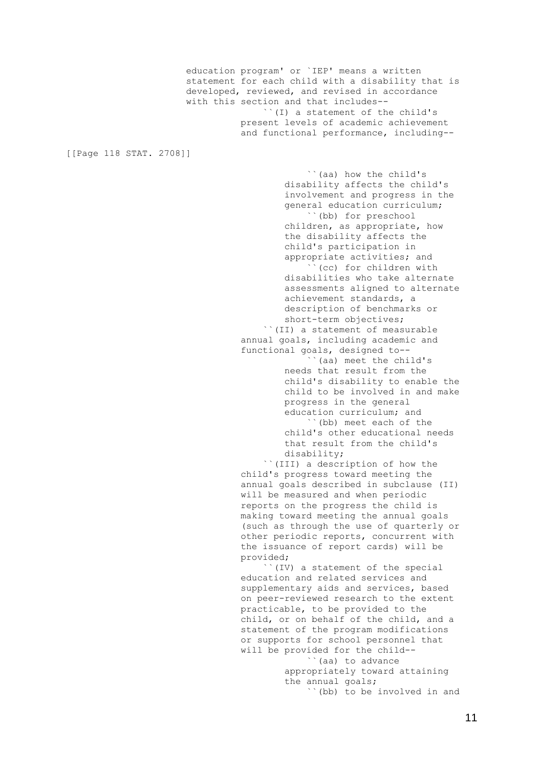education program' or `IEP' means a written statement for each child with a disability that is developed, reviewed, and revised in accordance with this section and that includes--

``(I) a statement of the child's present levels of academic achievement and functional performance, including--

[[Page 118 STAT. 2708]]

``(aa) how the child's disability affects the child's involvement and progress in the general education curriculum;

``(bb) for preschool children, as appropriate, how the disability affects the child's participation in appropriate activities; and

``(cc) for children with disabilities who take alternate assessments aligned to alternate achievement standards, a description of benchmarks or short-term objectives;

``(II) a statement of measurable annual goals, including academic and functional goals, designed to--

``(aa) meet the child's needs that result from the child's disability to enable the child to be involved in and make progress in the general education curriculum; and

``(bb) meet each of the child's other educational needs that result from the child's disability;

``(III) a description of how the child's progress toward meeting the annual goals described in subclause (II) will be measured and when periodic reports on the progress the child is making toward meeting the annual goals (such as through the use of quarterly or other periodic reports, concurrent with the issuance of report cards) will be provided;

``(IV) a statement of the special education and related services and supplementary aids and services, based on peer-reviewed research to the extent practicable, to be provided to the child, or on behalf of the child, and a statement of the program modifications or supports for school personnel that will be provided for the child--

``(aa) to advance appropriately toward attaining the annual goals;

``(bb) to be involved in and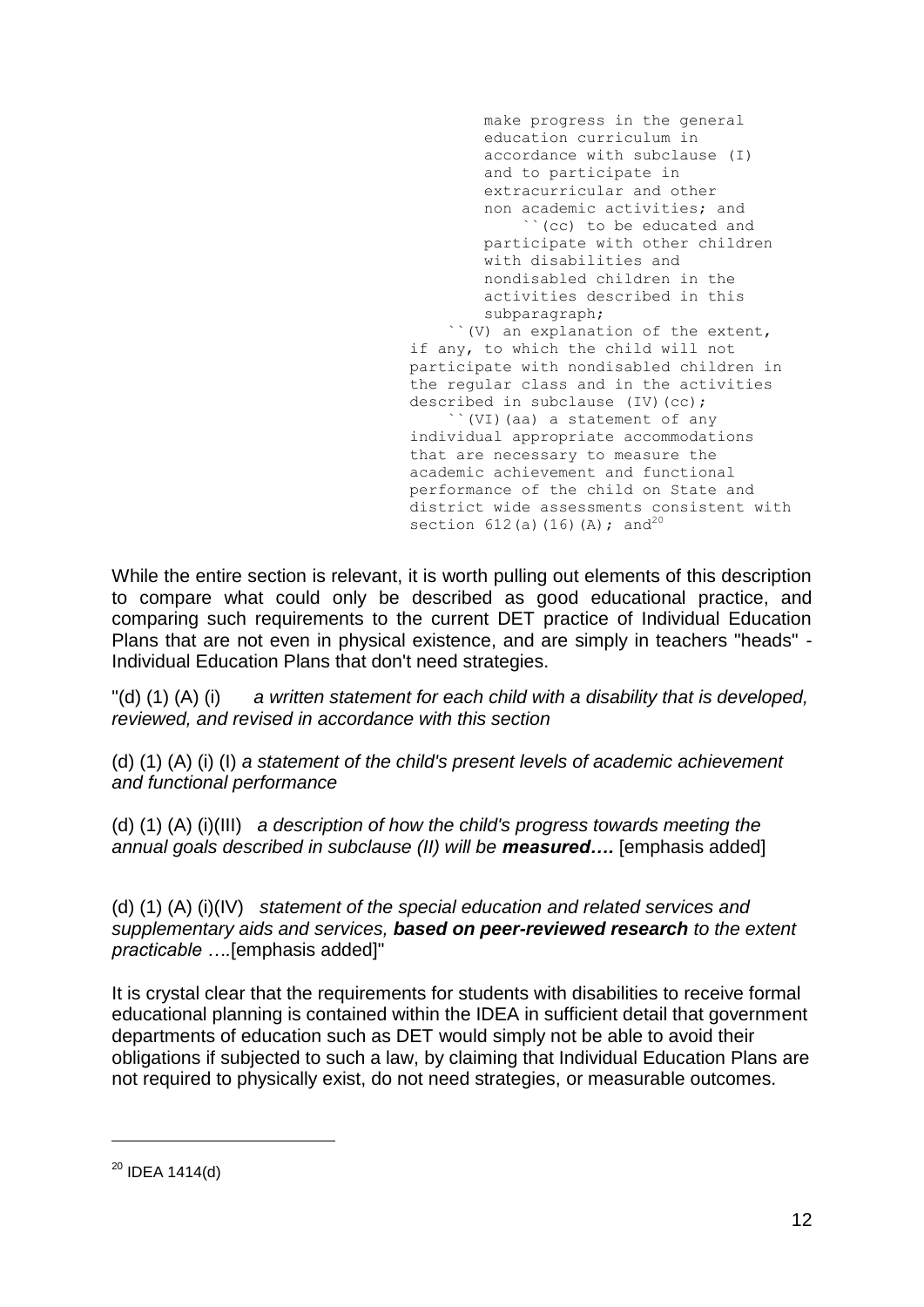```
        make progress in the general
        education curriculum in
        accordance with subclause (I)
        and to participate in
        extracurricular and other
        non academic activities; and
            ``(cc) to be educated and
        participate with other children
        with disabilities and
        nondisabled children in the
        activities described in this
        subparagraph;
    ``(V) an explanation of the extent,
if any, to which the child will not
participate with nondisabled children in
the regular class and in the activities
described in subclause (IV)(cc);
    ``(VI)(aa) a statement of any
individual appropriate accommodations
that are necessary to measure the
academic achievement and functional
performance of the child on State and
district wide assessments consistent with
section 612(a)(16)(A); and[20]
```

While the entire section is relevant, it is worth pulling out elements of this description to compare what could only be described as good educational practice, and comparing such requirements to the current DET practice of Individual Education Plans that are not even in physical existence, and are simply in teachers "heads" - Individual Education Plans that don't need strategies.

"(d) (1) (A) (i) *a written statement for each child with a disability that is developed, reviewed, and revised in accordance with this section*

(d) (1) (A) (i) (I) *a statement of the child's present levels of academic achievement and functional performance*

(d) (1) (A) (i)(III) *a description of how the child's progress towards meeting the annual goals described in subclause (II) will be* ***measured….*** [emphasis added]

(d) (1) (A) (i)(IV) *statement of the special education and related services and supplementary aids and services,* ***based on peer-reviewed research*** *to the extent practicable ….*[emphasis added]"

It is crystal clear that the requirements for students with disabilities to receive formal educational planning is contained within the IDEA in sufficient detail that government departments of education such as DET would simply not be able to avoid their obligations if subjected to such a law, by claiming that Individual Education Plans are not required to physically exist, do not need strategies, or measurable outcomes.

---

[20] IDEA 1414(d)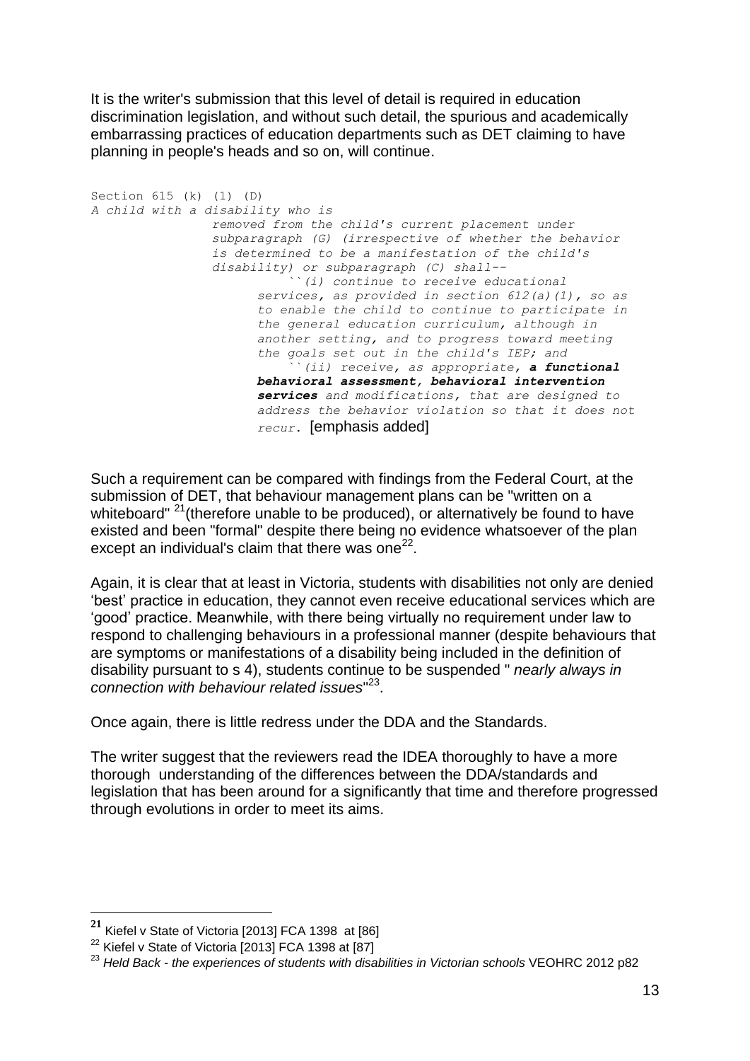It is the writer's submission that this level of detail is required in education discrimination legislation, and without such detail, the spurious and academically embarrassing practices of education departments such as DET claiming to have planning in people's heads and so on, will continue.

```
Section 615 (k) (1) (D)
A child with a disability who is
                removed from the child's current placement under
                subparagraph (G) (irrespective of whether the behavior
                is determined to be a manifestation of the child's
                disability) or subparagraph (C) shall--
                        ``(i) continue to receive educational
                    services, as provided in section 612(a)(1), so as
                    to enable the child to continue to participate in
                    the general education curriculum, although in
                    another setting, and to progress toward meeting
                    the goals set out in the child's IEP; and
                        ``(ii) receive, as appropriate, a functional
                    behavioral assessment, behavioral intervention
                    services and modifications, that are designed to
                    address the behavior violation so that it does not
                    recur. [emphasis added]
```

Such a requirement can be compared with findings from the Federal Court, at the submission of DET, that behaviour management plans can be "written on a whiteboard" [21](therefore unable to be produced), or alternatively be found to have existed and been "formal" despite there being no evidence whatsoever of the plan except an individual's claim that there was one[22].

Again, it is clear that at least in Victoria, students with disabilities not only are denied 'best' practice in education, they cannot even receive educational services which are 'good' practice. Meanwhile, with there being virtually no requirement under law to respond to challenging behaviours in a professional manner (despite behaviours that are symptoms or manifestations of a disability being included in the definition of disability pursuant to s 4), students continue to be suspended " *nearly always in connection with behaviour related issues*"[23].

Once again, there is little redress under the DDA and the Standards.

The writer suggest that the reviewers read the IDEA thoroughly to have a more thorough understanding of the differences between the DDA/standards and legislation that has been around for a significantly that time and therefore progressed through evolutions in order to meet its aims.

---

[21] Kiefel v State of Victoria [2013] FCA 1398 at [86]

[22] Kiefel v State of Victoria [2013] FCA 1398 at [87]

[23] *Held Back - the experiences of students with disabilities in Victorian schools* VEOHRC 2012 p82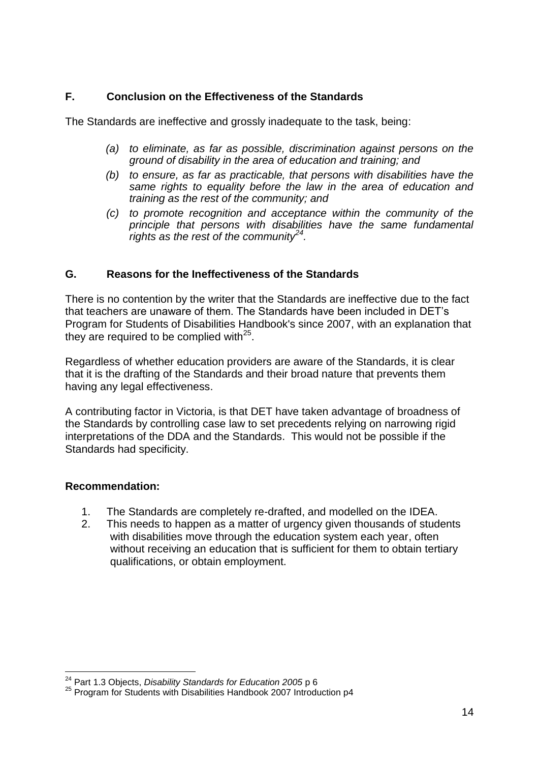## F. Conclusion on the Effectiveness of the Standards

The Standards are ineffective and grossly inadequate to the task, being:

> *(a) to eliminate, as far as possible, discrimination against persons on the ground of disability in the area of education and training; and*
>
> *(b) to ensure, as far as practicable, that persons with disabilities have the same rights to equality before the law in the area of education and training as the rest of the community; and*
>
> *(c) to promote recognition and acceptance within the community of the principle that persons with disabilities have the same fundamental rights as the rest of the community*[24]*.*

## G. Reasons for the Ineffectiveness of the Standards

There is no contention by the writer that the Standards are ineffective due to the fact that teachers are unaware of them. The Standards have been included in DET's Program for Students of Disabilities Handbook's since 2007, with an explanation that they are required to be complied with[25].

Regardless of whether education providers are aware of the Standards, it is clear that it is the drafting of the Standards and their broad nature that prevents them having any legal effectiveness.

A contributing factor in Victoria, is that DET have taken advantage of broadness of the Standards by controlling case law to set precedents relying on narrowing rigid interpretations of the DDA and the Standards. This would not be possible if the Standards had specificity.

**Recommendation:**

1. The Standards are completely re-drafted, and modelled on the IDEA.
2. This needs to happen as a matter of urgency given thousands of students with disabilities move through the education system each year, often without receiving an education that is sufficient for them to obtain tertiary qualifications, or obtain employment.

---

[24] Part 1.3 Objects, *Disability Standards for Education 2005* p 6

[25] Program for Students with Disabilities Handbook 2007 Introduction p4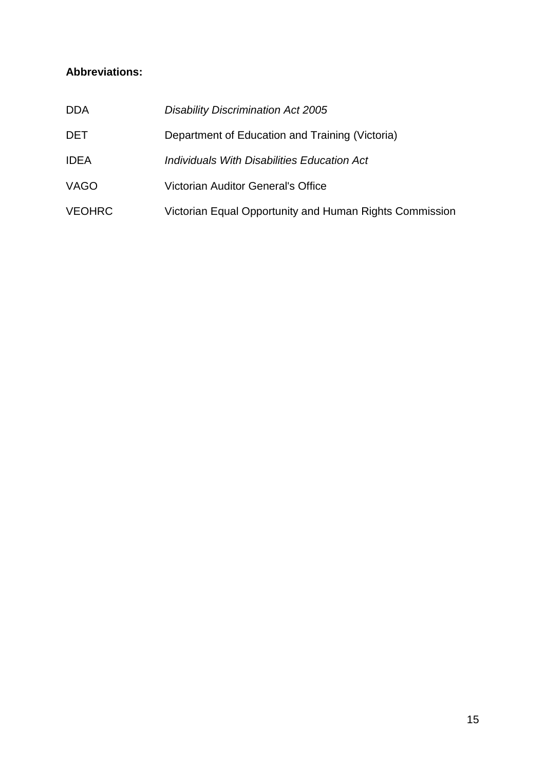**Abbreviations:**

| | |
|---|---|
| DDA | *Disability Discrimination Act 2005* |
| DET | Department of Education and Training (Victoria) |
| IDEA | *Individuals With Disabilities Education Act* |
| VAGO | Victorian Auditor General's Office |
| VEOHRC | Victorian Equal Opportunity and Human Rights Commission |